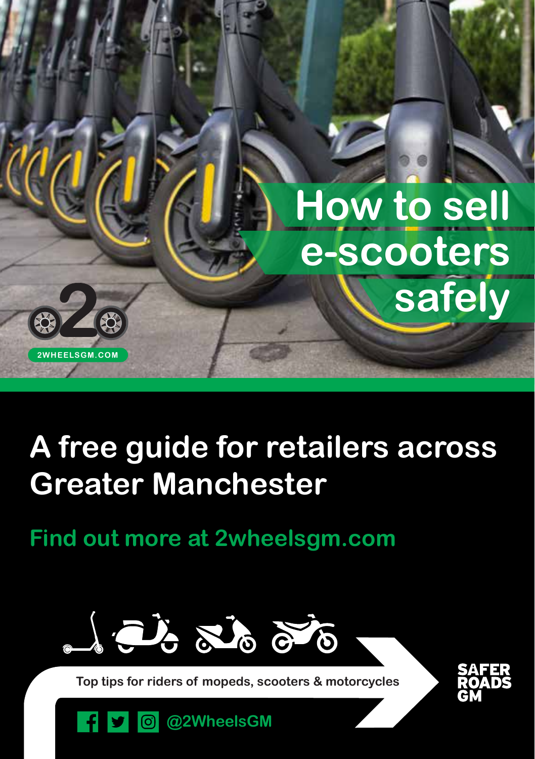# How to sell e-scooters safely

2WHEELSGM.COM

## A free guide for retailers across Greater Manchester

**Find out more at 2wheelsgm.com**

**Top tips for riders of mopeds, scooters & motorcycles**

**@2WheelsGM**

SAFER ROADS GM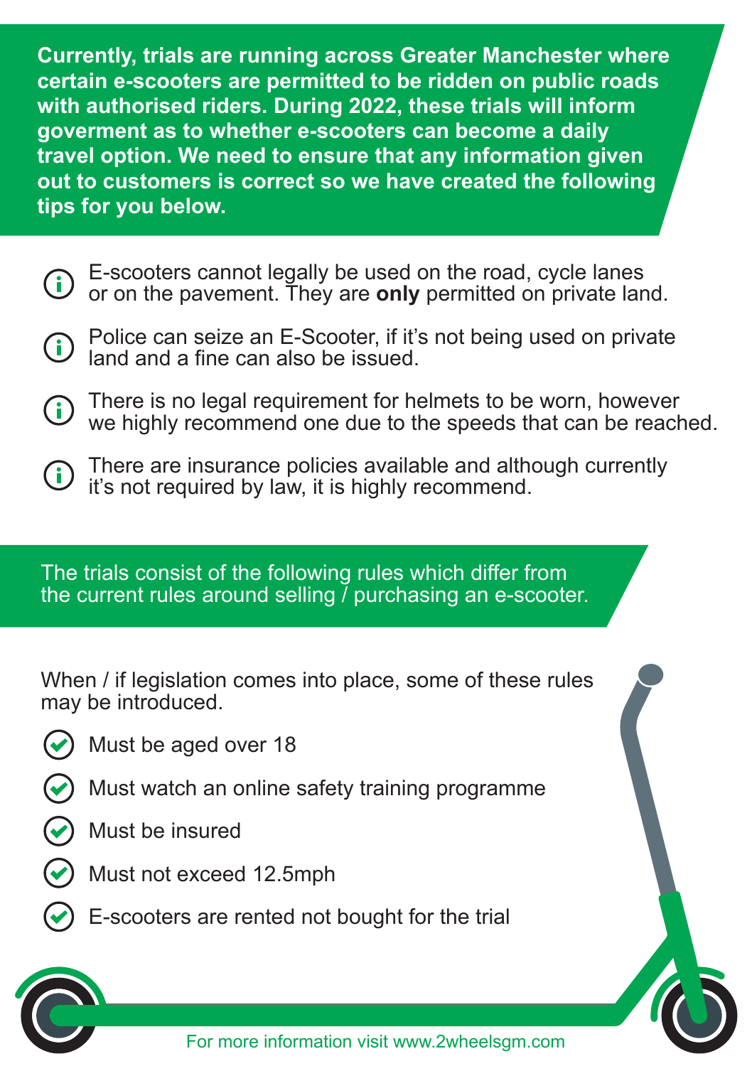**Currently, trials are running across Greater Manchester where certain e-scooters are permitted to be ridden on public roads with authorised riders. During 2022, these trials will inform goverment as to whether e-scooters can become a daily travel option. We need to ensure that any information given out to customers is correct so we have created the following tips for you below.**

- E-scooters cannot legally be used on the road, cycle lanes or on the pavement. They are **only** permitted on private land.
- Police can seize an E-Scooter, if it's not being used on private land and a fine can also be issued.
- There is no legal requirement for helmets to be worn, however we highly recommend one due to the speeds that can be reached.
- There are insurance policies available and although currently it's not required by law, it is highly recommend.

The trials consist of the following rules which differ from the current rules around selling / purchasing an e-scooter.

When / if legislation comes into place, some of these rules may be introduced.

- Must be aged over 18
- Must watch an online safety training programme
- Must be insured
- Must not exceed 12.5mph
- E-scooters are rented not bought for the trial

For more information visit www.2wheelsgm.com